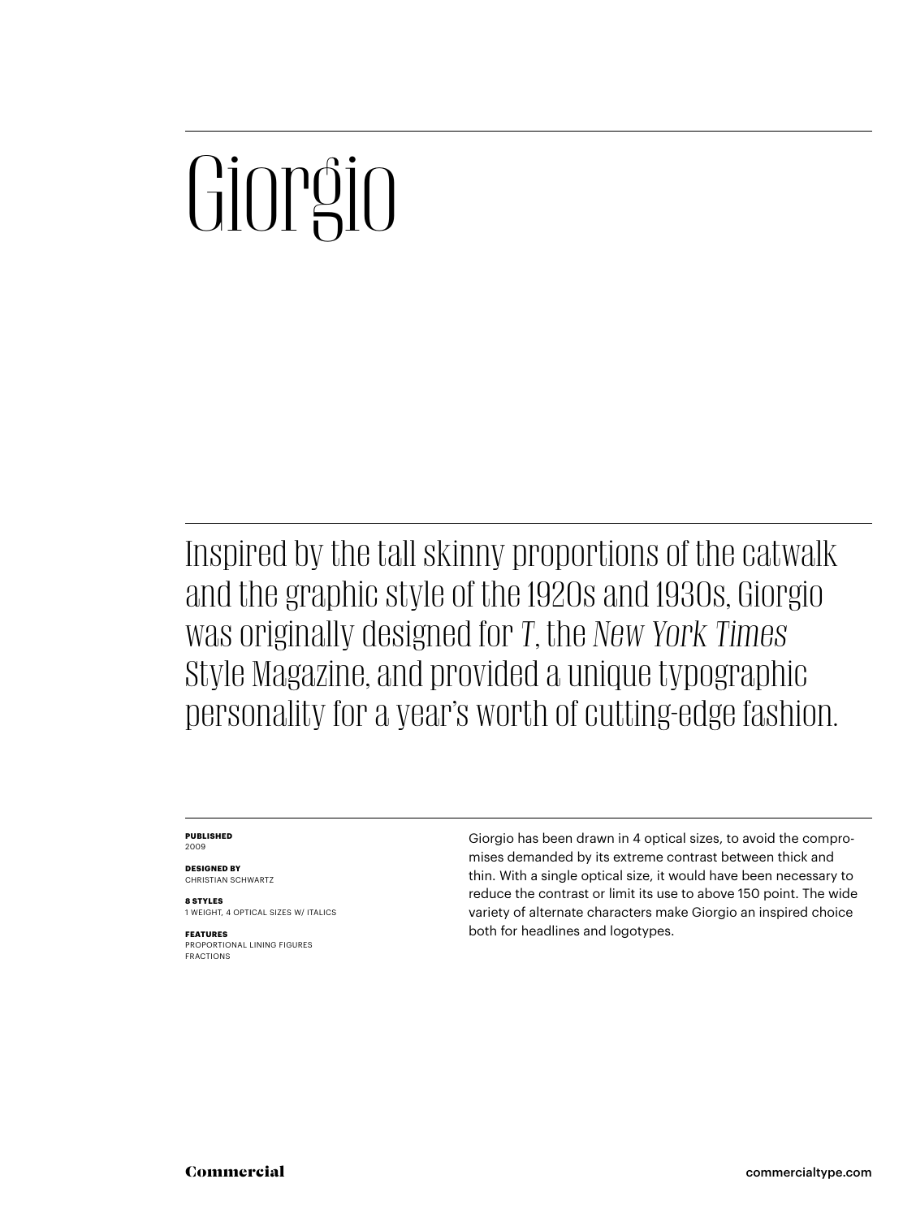# Giorgio

Inspired by the tall skinny proportions of the catwalk and the graphic style of the 1920s and 1930s, Giorgio was originally designed for *T*, the *New York Times* Style Magazine, and provided a unique typographic personality for a year's worth of cutting-edge fashion.

**PUBLISHED**
2009

**DESIGNED BY**
CHRISTIAN SCHWARTZ

**8 STYLES**
1 WEIGHT, 4 OPTICAL SIZES W/ ITALICS

**FEATURES**
PROPORTIONAL LINING FIGURES
FRACTIONS

Giorgio has been drawn in 4 optical sizes, to avoid the compromises demanded by its extreme contrast between thick and thin. With a single optical size, it would have been necessary to reduce the contrast or limit its use to above 150 point. The wide variety of alternate characters make Giorgio an inspired choice both for headlines and logotypes.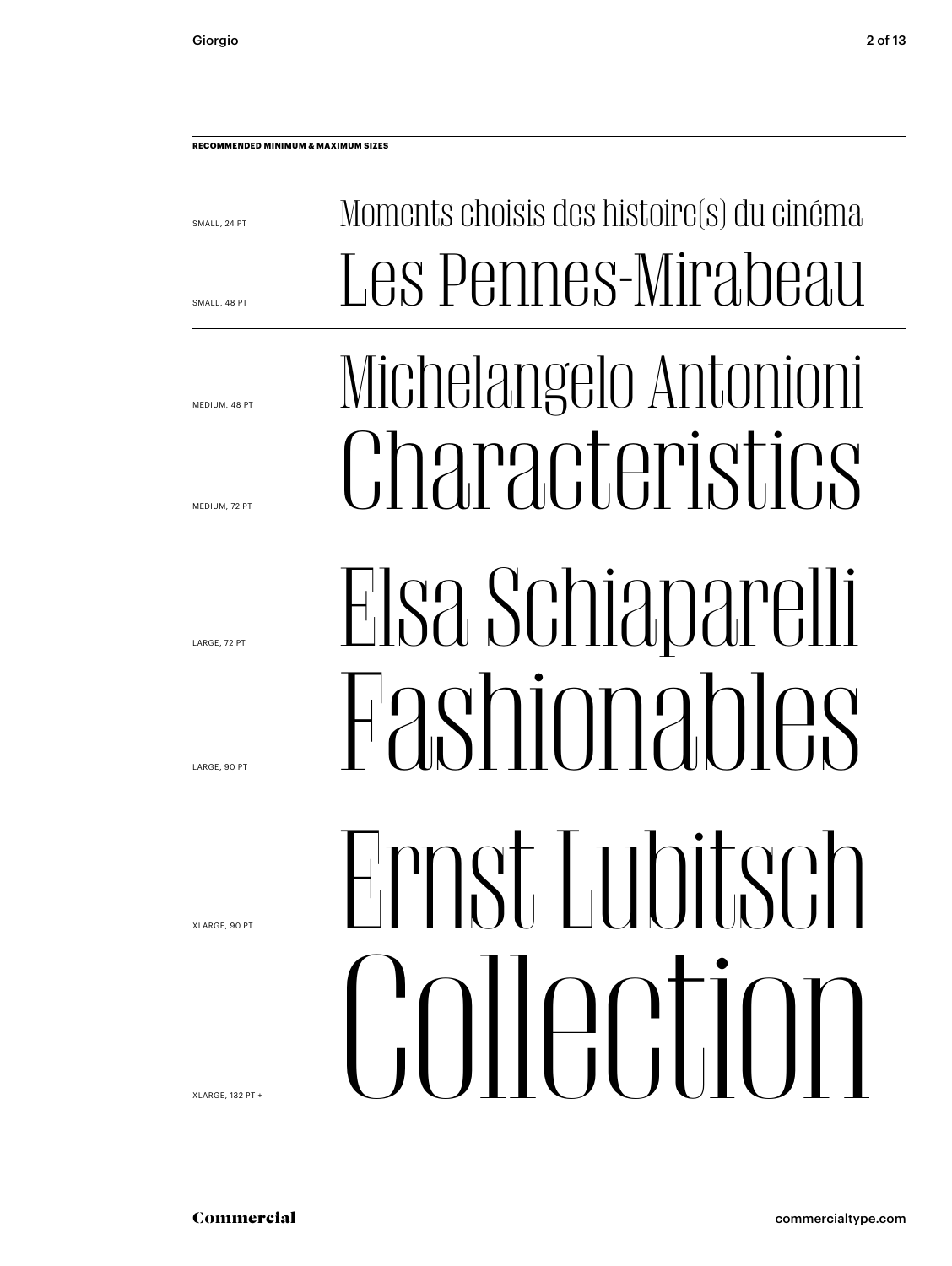**RECOMMENDED MINIMUM & MAXIMUM SIZES**

SMALL, 24 PT

Moments choisis des histoire(s) du cinéma

SMALL, 48 PT

Les Pennes-Mirabeau

---

MEDIUM, 48 PT

Michelangelo Antonioni

MEDIUM, 72 PT

Characteristics

---

LARGE, 72 PT

Elsa Schiaparelli

LARGE, 90 PT

Fashionables

---

XLARGE, 90 PT

Ernst Lubitsch

XLARGE, 132 PT +

Collection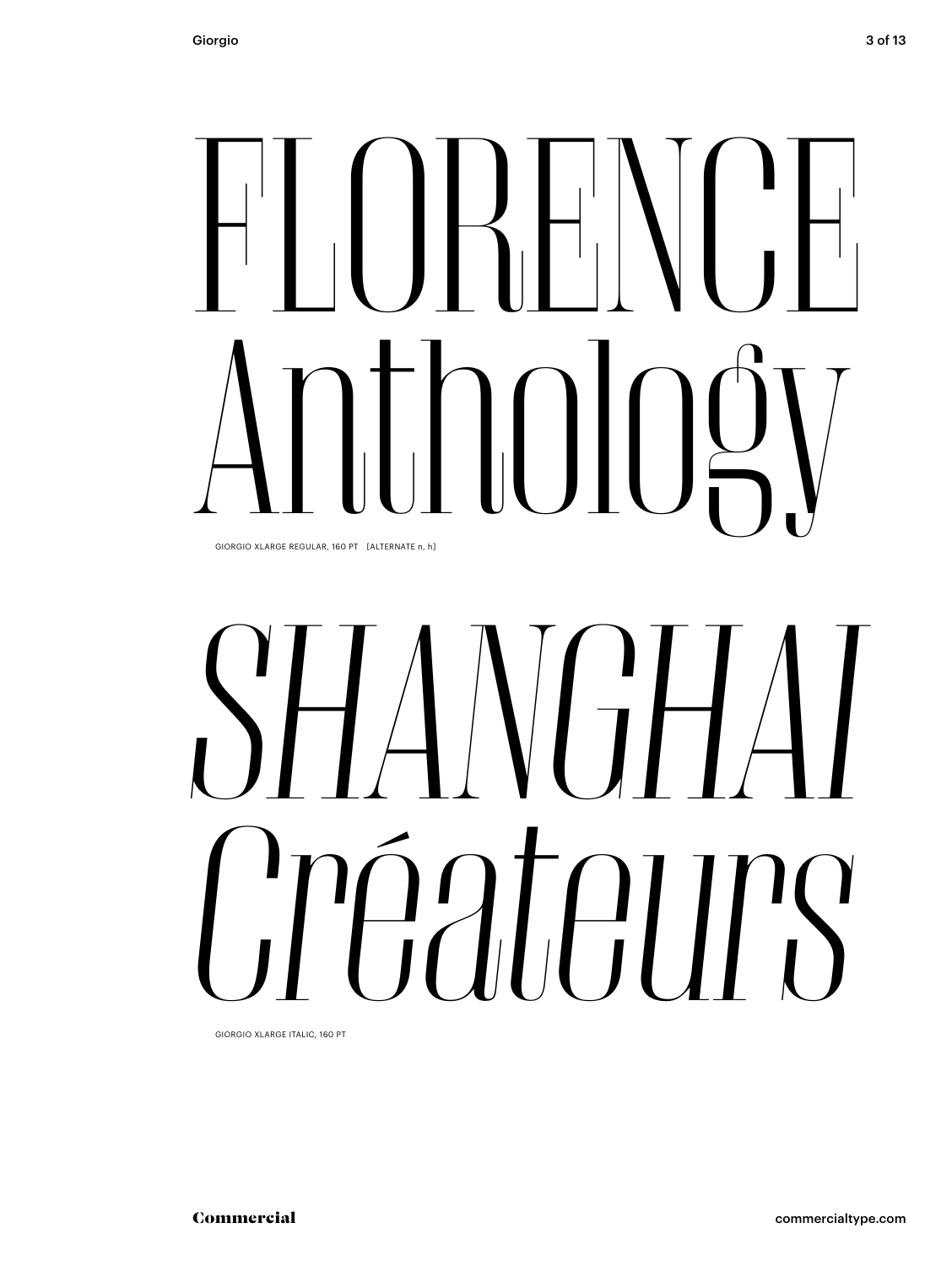# FLORENCE Anthology

GIORGIO XLARGE REGULAR, 160 PT [ALTERNATE n, h]

# *SHANGHAI Créateurs*

GIORGIO XLARGE ITALIC, 160 PT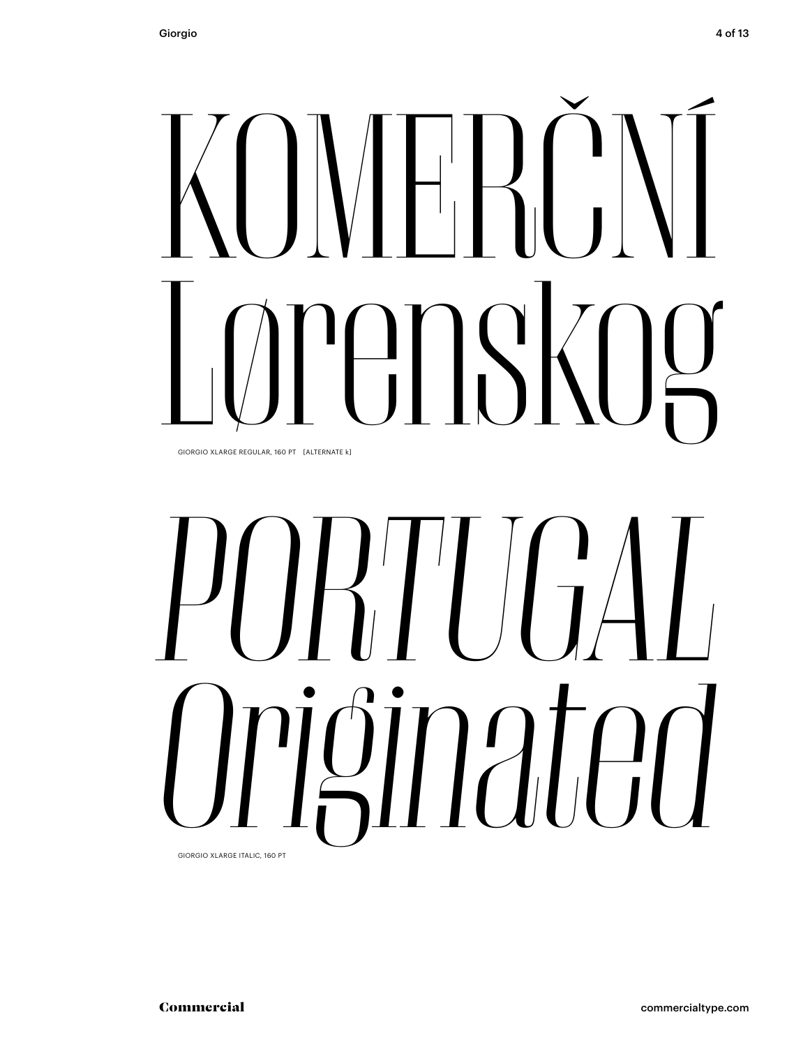KOMERČNÍ
Lørenskog

GIORGIO XLARGE REGULAR, 160 PT [ALTERNATE k]

*PORTUGAL*
*Originated*

GIORGIO XLARGE ITALIC, 160 PT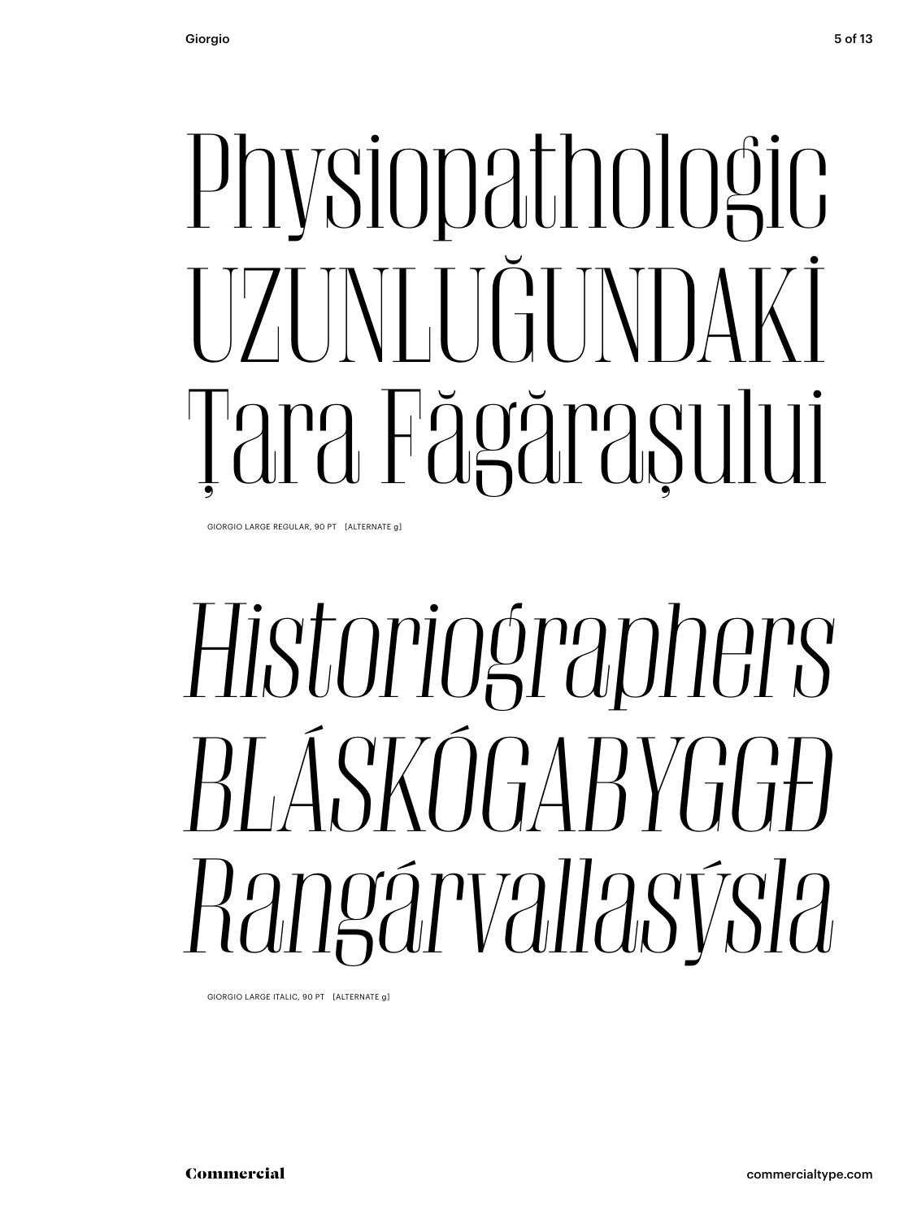Physiopathologic
UZUNLUĞUNDAKİ
Țara Făgărașului

GIORGIO LARGE REGULAR, 90 PT [ALTERNATE g]

*Historiographers*
*BLÁSKÓGABYGGÐ*
*Rangárvallasýsla*

GIORGIO LARGE ITALIC, 90 PT [ALTERNATE g]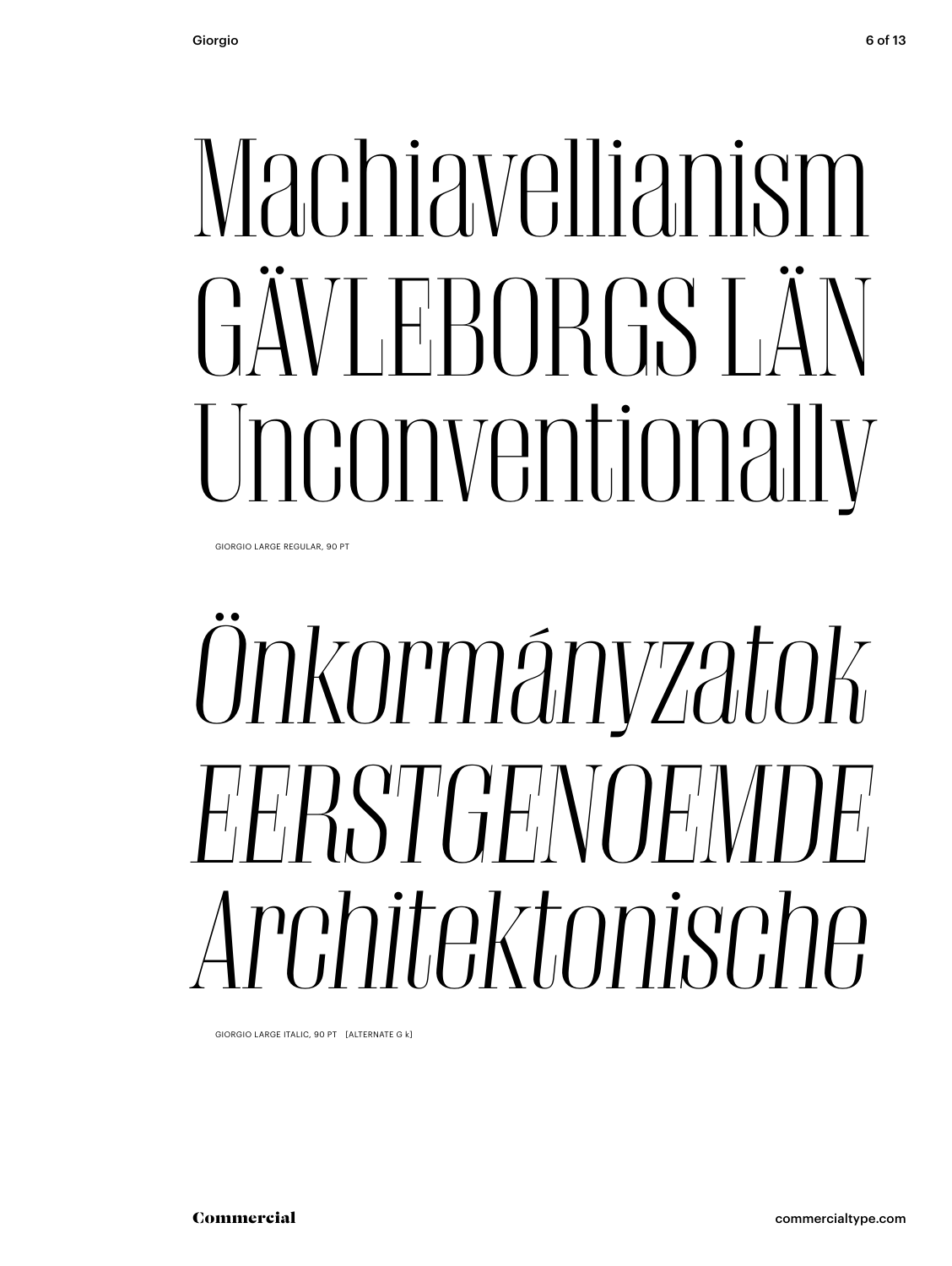Machiavellianism
GÄVLEBORGS LÄN
Unconventionally

GIORGIO LARGE REGULAR, 90 PT

*Önkormányzatok*
*EERSTGENOEMDE*
*Architektonische*

GIORGIO LARGE ITALIC, 90 PT [ALTERNATE G k]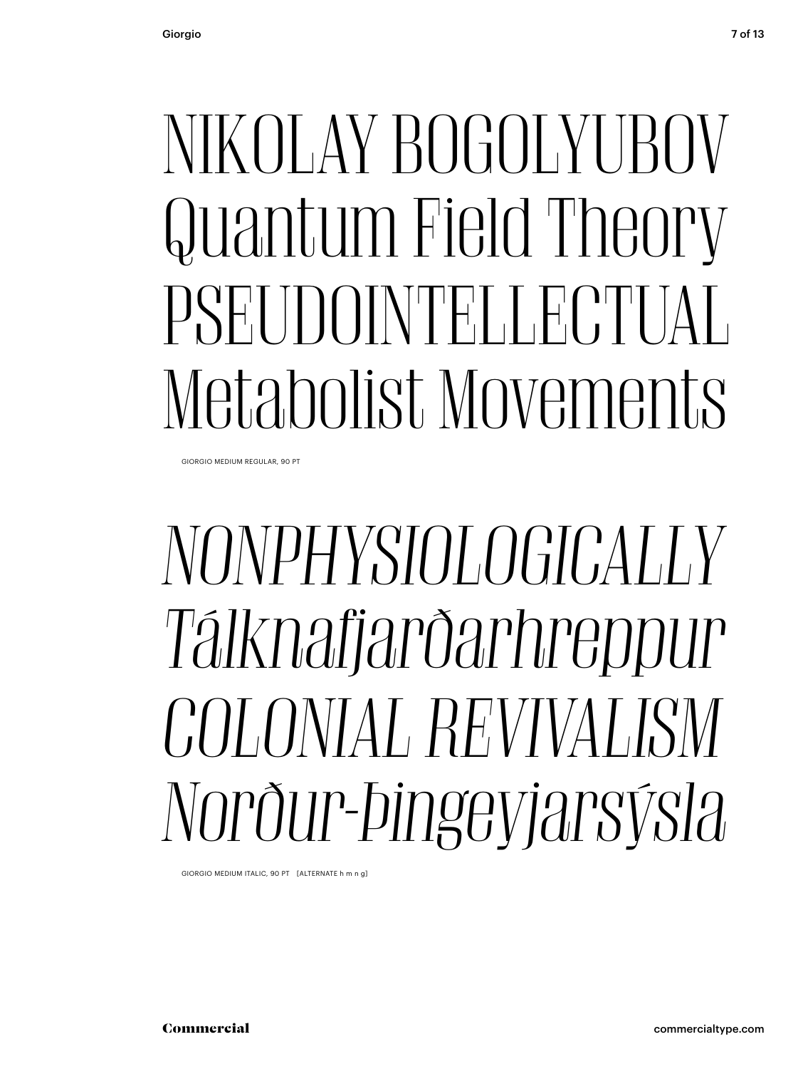NIKOLAY BOGOLYUBOV
Quantum Field Theory
PSEUDOINTELLECTUAL
Metabolist Movements

GIORGIO MEDIUM REGULAR, 90 PT

*NONPHYSIOLOGICALLY*
*Tálknafjarðarhreppur*
*COLONIAL REVIVALISM*
*Norður-Þingeyjarsýsla*

GIORGIO MEDIUM ITALIC, 90 PT [ALTERNATE h m n g]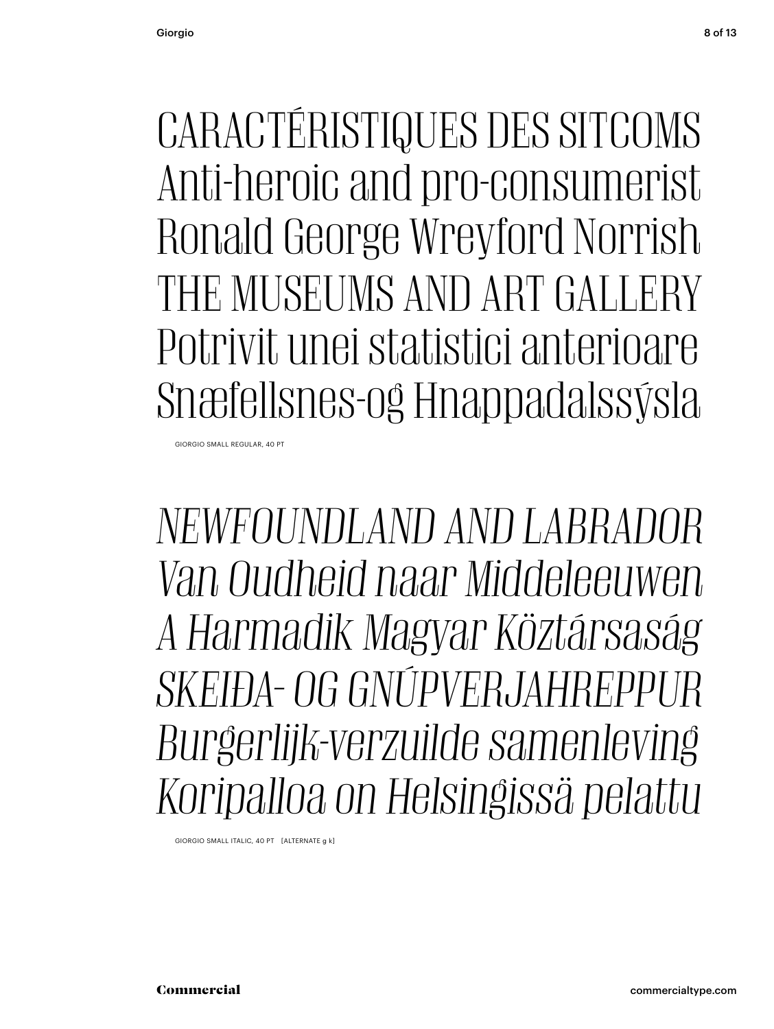CARACTÉRISTIQUES DES SITCOMS
Anti-heroic and pro-consumerist
Ronald George Wreyford Norrish
THE MUSEUMS AND ART GALLERY
Potrivit unei statistici anterioare
Snæfellsnes-og Hnappadalssýsla

GIORGIO SMALL REGULAR, 40 PT

*NEWFOUNDLAND AND LABRADOR*
*Van Oudheid naar Middeleeuwen*
*A Harmadik Magyar Köztársaság*
*SKEIÐA- OG GNÚPVERJAHREPPUR*
*Burgerlijk-verzuilde samenleving*
*Koripalloa on Helsingissä pelattu*

GIORGIO SMALL ITALIC, 40 PT [ALTERNATE g k]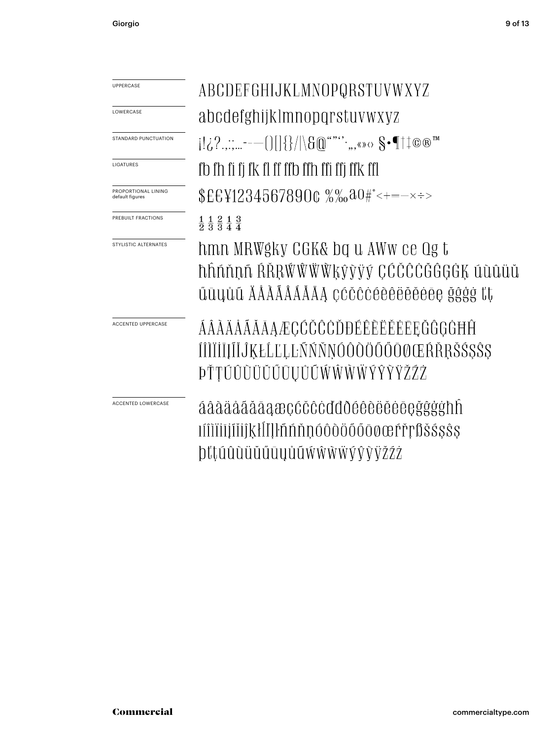UPPERCASE

ABCDEFGHIJKLMNOPQRSTUVWXYZ

LOWERCASE

abcdefghijklmnopqrstuvwxyz

STANDARD PUNCTUATION

¡!¿?.,:;…-–—()[]{}/|\&@“”‘’·‚„«»‹› §•¶†‡©®™

LIGATURES

fb fh fi fj fk fl ff ffb ffh ffi ffj ffk ffl

PROPORTIONAL LINING
default figures

$£€¥1234567890¢ %‰ªº#°<+=−×÷>

PREBUILT FRACTIONS

½ ⅓ ⅔ ¼ ¾

STYLISTIC ALTERNATES

hmn MRWgky CGK& bq u AWw ce Qg t
ħĥńňņñ ŔŘŖẂŴẄẀķýŷÿỳ ÇĆČĈĊĞĜĢĠĶ úùûüŭ
űūųůũ ÄÅÀÃÂÁĂĀĄ çćčĉċéèêëěėēę ğĝġģ ťţ

ACCENTED UPPERCASE

ÁÂÀÄÅÃĂĀĄÆÇĆČĈĊĎĐÉÊÈËĚĖĒĘĞĜĢĠĦĤ
ÍÎÌÏĪĮĨĬĴĶŁĹĽĻĿÑŃŇŅÓÔÒÖÕŐŌØŒŔŘŖŠŚŞŜȘ
ÞŤŢÚÛÙÜŬŰŪŲŮŨẂŴẀẄÝŶỲŸŽŹŻ

ACCENTED LOWERCASE

áâàäåãăāąæçćčĉċďđðéêèëěėēęğĝģġħĥ
ıíîìïįĩĭȷķłĺľļŀñńňņóôòöõőōøœŕřŗßšśşŝș
þťţúûùüŭűūųůũẃŵẁẅýŷỳÿžźż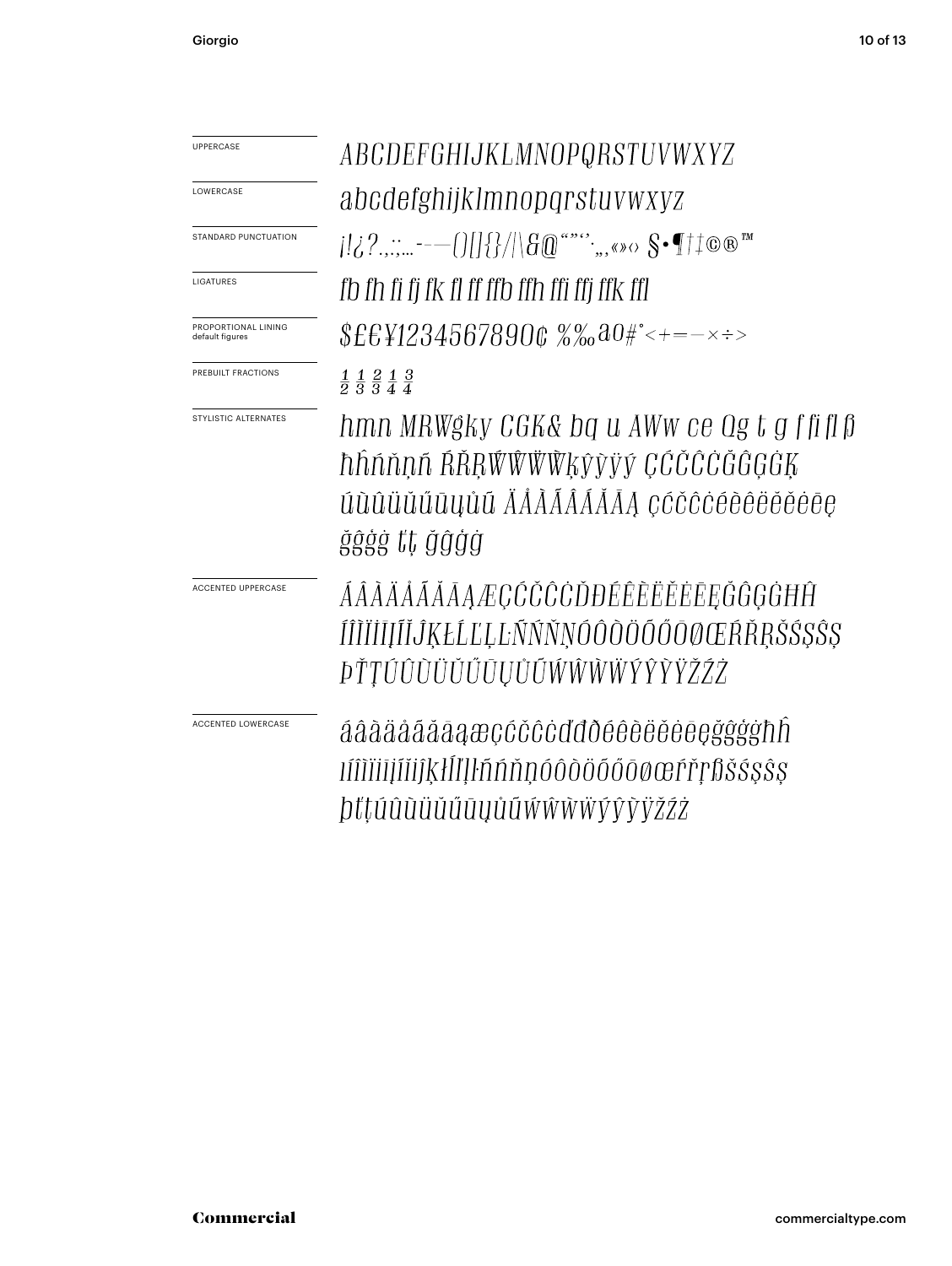UPPERCASE

ABCDEFGHIJKLMNOPQRSTUVWXYZ

LOWERCASE

abcdefghijklmnopqrstuvwxyz

STANDARD PUNCTUATION

¡!¿?.,:;…-–—()[]{}/|\&@“”‘’‚„«»‹› §•¶†‡©®™

LIGATURES

fb fh fi fj fk fl ff ffb ffh ffi ffj ffk ffl

PROPORTIONAL LINING default figures

$£€¥1234567890¢ %‰ªº#°<+=−×÷>

PREBUILT FRACTIONS

½ ⅓ ⅔ ¼ ¾

STYLISTIC ALTERNATES

hmn MRW$ky CGK& bq u AWw ce Qg t g f fi fl ß

ħĥńňņñ ŔŘŖẂŴẄẀķýŷỳÿý ÇĆČĈĊĞĜĢĠĶ

úùûüŭűūųůũ ÄÅÀÃÂÁĂĀĄ çćčĉċéèêëěĕėēę

ğĝģġ ťţ ğĝģġ

ACCENTED UPPERCASE

ÁÂÀÄÅÃĂĀĄÆÇĆČĈĊĎĐÉÊÈËĚĔĖĒĘĞĜĢĠĦĤ

ÍÎÌÏĨĮĪĬĴĶŁĹĽĻĿÑŃŇŅÓÔÒÖÕŐŌØŒŔŘŖŠŚŞŜȘ

ÞŤŢÚÛÙÜŬŰŪŲŮŨẂŴẀẄÝŶỲŸŽŹŻ

ACCENTED LOWERCASE

áâàäåãăāąæçćčĉċďđðéêèëěĕėēęğĝģġħĥ

ıíîìïĩįīĭĵķłĺľļŀñńňņóôòöõőōøœŕřŗßšśşŝș

þťţúûùüŭűūųůũẃŵẁẅýŷỳÿžźż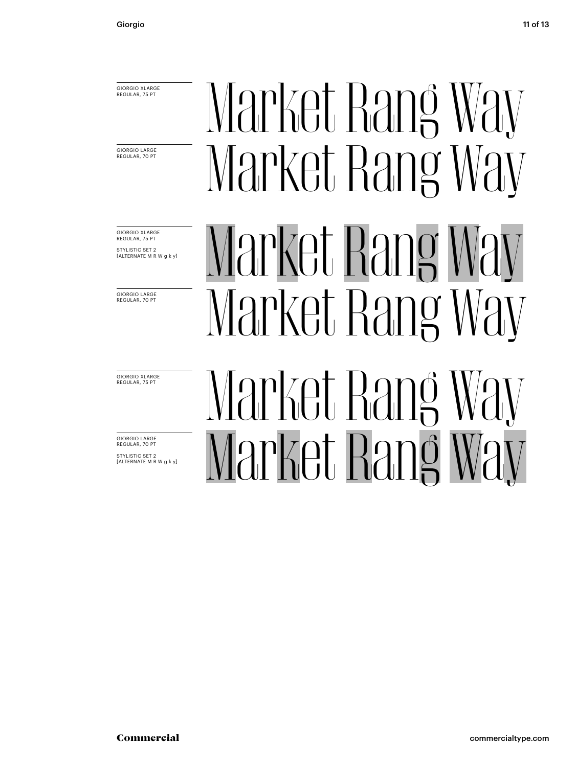GIORGIO XLARGE REGULAR, 75 PT

Market Rang Way

GIORGIO LARGE REGULAR, 70 PT

Market Rang Way

GIORGIO XLARGE REGULAR, 75 PT

STYLISTIC SET 2 [ALTERNATE M R W g k y]

Market Rang Way

GIORGIO LARGE REGULAR, 70 PT

Market Rang Way

GIORGIO XLARGE REGULAR, 75 PT

Market Rang Way

GIORGIO LARGE REGULAR, 70 PT

STYLISTIC SET 2 [ALTERNATE M R W g k y]

Market Rang Way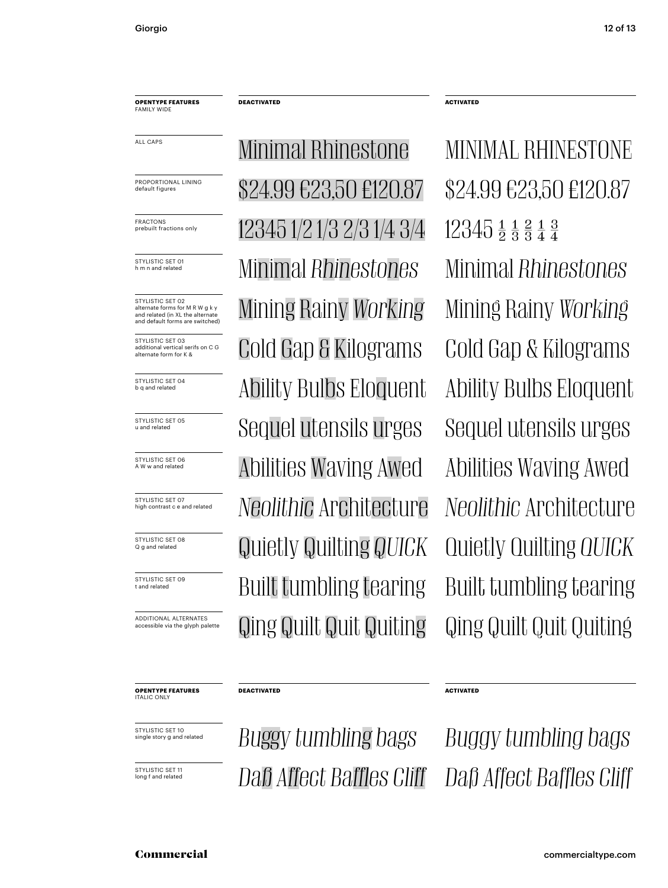| **OPENTYPE FEATURES** FAMILY WIDE | **DEACTIVATED** | **ACTIVATED** |
| --- | --- | --- |
| ALL CAPS | Minimal Rhinestone | MINIMAL RHINESTONE |
| PROPORTIONAL LINING default figures | $24.99 €23,50 £120.87 | $24.99 €23,50 £120.87 |
| FRACTONS prebuilt fractions only | 12345 1/2 1/3 2/3 1/4 3/4 | 12345 ½ ⅓ ⅔ ¼ ¾ |
| STYLISTIC SET 01 h m n and related | Minimal *Rhinestones* | Minimal *Rhinestones* |
| STYLISTIC SET 02 alternate forms for M R W g k y and related (in XL the alternate and default forms are switched) | Mining Rainy *Working* | Mining Rainy *Working* |
| STYLISTIC SET 03 additional vertical serifs on C G alternate form for K & | Cold Gap & Kilograms | Cold Gap & Kilograms |
| STYLISTIC SET 04 b q and related | Ability Bulbs Eloquent | Ability Bulbs Eloquent |
| STYLISTIC SET 05 u and related | Sequel utensils urges | Sequel utensils urges |
| STYLISTIC SET 06 A W w and related | Abilities Waving Awed | Abilities Waving Awed |
| STYLISTIC SET 07 high contrast c e and related | *Neolithic* Architecture | *Neolithic* Architecture |
| STYLISTIC SET 08 Q g and related | Quietly Quilting *QUICK* | Quietly Quilting *QUICK* |
| STYLISTIC SET 09 t and related | Built tumbling tearing | Built tumbling tearing |
| ADDITIONAL ALTERNATES accessible via the glyph palette | Qing Quilt Quit Quiting | Qing Quilt Quit Quiting |

| **OPENTYPE FEATURES** ITALIC ONLY | **DEACTIVATED** | **ACTIVATED** |
| --- | --- | --- |
| STYLISTIC SET 10 single story g and related | *Buggy tumbling bags* | *Buggy tumbling bags* |
| STYLISTIC SET 11 long f and related | *Daß Affect Baffles Cliff* | *Daß Affect Baffles Cliff* |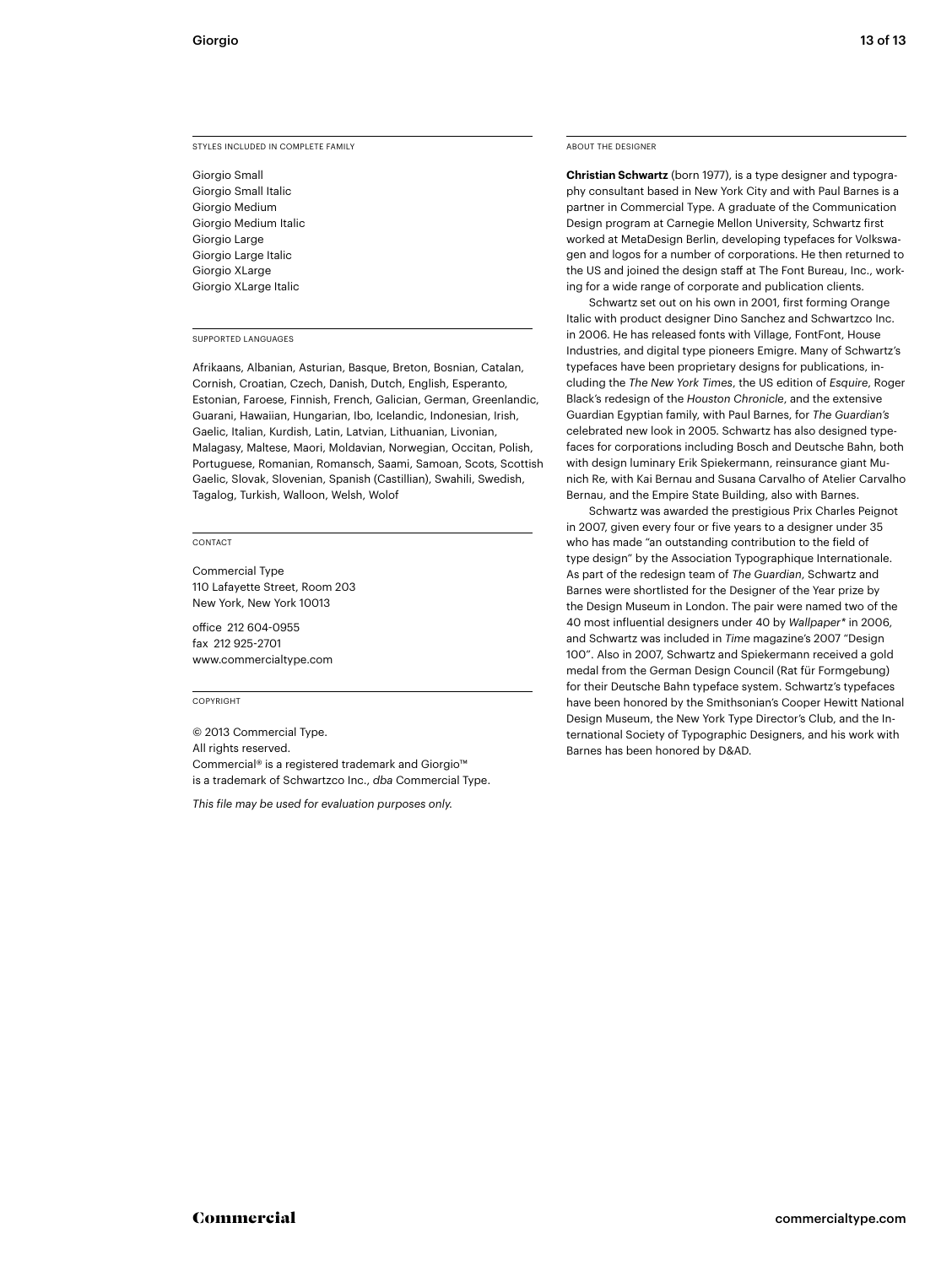## STYLES INCLUDED IN COMPLETE FAMILY

Giorgio Small
Giorgio Small Italic
Giorgio Medium
Giorgio Medium Italic
Giorgio Large
Giorgio Large Italic
Giorgio XLarge
Giorgio XLarge Italic

## SUPPORTED LANGUAGES

Afrikaans, Albanian, Asturian, Basque, Breton, Bosnian, Catalan, Cornish, Croatian, Czech, Danish, Dutch, English, Esperanto, Estonian, Faroese, Finnish, French, Galician, German, Greenlandic, Guarani, Hawaiian, Hungarian, Ibo, Icelandic, Indonesian, Irish, Gaelic, Italian, Kurdish, Latin, Latvian, Lithuanian, Livonian, Malagasy, Maltese, Maori, Moldavian, Norwegian, Occitan, Polish, Portuguese, Romanian, Romansch, Saami, Samoan, Scots, Scottish Gaelic, Slovak, Slovenian, Spanish (Castillian), Swahili, Swedish, Tagalog, Turkish, Walloon, Welsh, Wolof

## CONTACT

Commercial Type
110 Lafayette Street, Room 203
New York, New York 10013

office 212 604-0955
fax 212 925-2701
www.commercialtype.com

## COPYRIGHT

© 2013 Commercial Type.
All rights reserved.
Commercial® is a registered trademark and Giorgio™
is a trademark of Schwartzco Inc., *dba* Commercial Type.

*This file may be used for evaluation purposes only.*

## ABOUT THE DESIGNER

**Christian Schwartz** (born 1977), is a type designer and typography consultant based in New York City and with Paul Barnes is a partner in Commercial Type. A graduate of the Communication Design program at Carnegie Mellon University, Schwartz first worked at MetaDesign Berlin, developing typefaces for Volkswagen and logos for a number of corporations. He then returned to the US and joined the design staff at The Font Bureau, Inc., working for a wide range of corporate and publication clients.

Schwartz set out on his own in 2001, first forming Orange Italic with product designer Dino Sanchez and Schwartzco Inc. in 2006. He has released fonts with Village, FontFont, House Industries, and digital type pioneers Emigre. Many of Schwartz's typefaces have been proprietary designs for publications, including the *The New York Times*, the US edition of *Esquire*, Roger Black's redesign of the *Houston Chronicle*, and the extensive Guardian Egyptian family, with Paul Barnes, for *The Guardian's* celebrated new look in 2005. Schwartz has also designed typefaces for corporations including Bosch and Deutsche Bahn, both with design luminary Erik Spiekermann, reinsurance giant Munich Re, with Kai Bernau and Susana Carvalho of Atelier Carvalho Bernau, and the Empire State Building, also with Barnes.

Schwartz was awarded the prestigious Prix Charles Peignot in 2007, given every four or five years to a designer under 35 who has made "an outstanding contribution to the field of type design" by the Association Typographique Internationale. As part of the redesign team of *The Guardian*, Schwartz and Barnes were shortlisted for the Designer of the Year prize by the Design Museum in London. The pair were named two of the 40 most influential designers under 40 by *Wallpaper** in 2006, and Schwartz was included in *Time* magazine's 2007 "Design 100". Also in 2007, Schwartz and Spiekermann received a gold medal from the German Design Council (Rat für Formgebung) for their Deutsche Bahn typeface system. Schwartz's typefaces have been honored by the Smithsonian's Cooper Hewitt National Design Museum, the New York Type Director's Club, and the International Society of Typographic Designers, and his work with Barnes has been honored by D&AD.